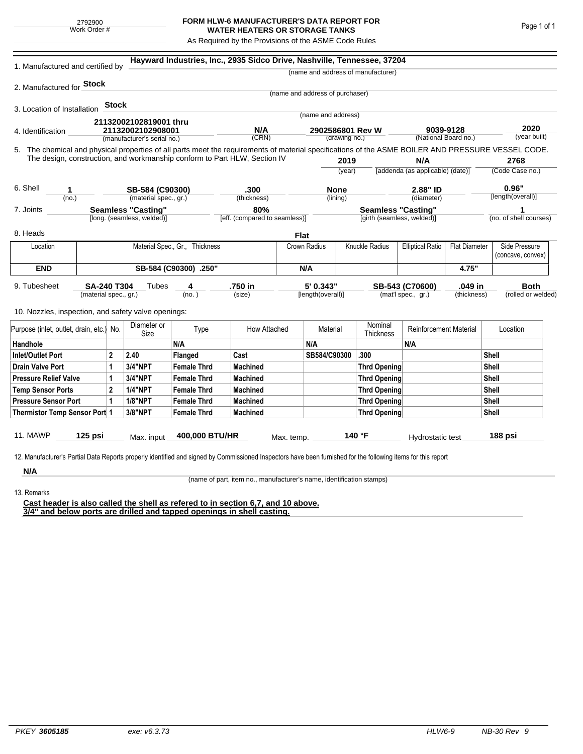2792900
Work Order #

# FORM HLW-6 MANUFACTURER'S DATA REPORT FOR WATER HEATERS OR STORAGE TANKS

As Required by the Provisions of the ASME Code Rules

1. Manufactured and certified by **Hayward Industries, Inc., 2935 Sidco Drive, Nashville, Tennessee, 37204**
(name and address of manufacturer)

2. Manufactured for **Stock**
(name and address of purchaser)

3. Location of Installation **Stock**
(name and address)

4. Identification **21132002102819001 thru 21132002102908001** (manufacturer's serial no.) **N/A** (CRN) **2902586801 Rev W** (drawing no.) **9039-9128** (National Board no.) **2020** (year built)

5. The chemical and physical properties of all parts meet the requirements of material specifications of the ASME BOILER AND PRESSURE VESSEL CODE. The design, construction, and workmanship conform to Part HLW, Section IV **2019** (year) **N/A** [addenda (as applicable) (date)] **2768** (Code Case no.)

6. Shell **1** (no.) **SB-584 (C90300)** (material spec., gr.) **.300** (thickness) **None** (lining) **2.88" ID** (diameter) **0.96"** [length(overall)]

7. Joints **Seamless "Casting"** [long. (seamless, welded)] **80%** [eff. (compared to seamless)] **Seamless "Casting"** [girth (seamless, welded)] **1** (no. of shell courses)

8. Heads **Flat**

| Location | Material Spec., Gr., Thickness | Crown Radius | Knuckle Radius | Elliptical Ratio | Flat Diameter | Side Pressure (concave, convex) |
|---|---|---|---|---|---|---|
| **END** | **SB-584 (C90300) .250"** | **N/A** | | | **4.75"** | |

9. Tubesheet **SA-240 T304** (material spec., gr.) Tubes **4** (no.) **.750 in** (size) **5' 0.343"** [length(overall)] **SB-543 (C70600)** (mat'l spec., gr.) **.049 in** (thickness) **Both** (rolled or welded)

10. Nozzles, inspection, and safety valve openings:

| Purpose (inlet, outlet, drain, etc.) | No. | Diameter or Size | Type | How Attached | Material | Nominal Thickness | Reinforcement Material | Location |
|---|---|---|---|---|---|---|---|---|
| **Handhole** | | | **N/A** | | **N/A** | | **N/A** | |
| **Inlet/Outlet Port** | **2** | **2.40** | **Flanged** | **Cast** | **SB584/C90300** | **.300** | | **Shell** |
| **Drain Valve Port** | **1** | **3/4"NPT** | **Female Thrd** | **Machined** | | **Thrd Opening** | | **Shell** |
| **Pressure Relief Valve** | **1** | **3/4"NPT** | **Female Thrd** | **Machined** | | **Thrd Opening** | | **Shell** |
| **Temp Sensor Ports** | **2** | **1/4"NPT** | **Female Thrd** | **Machined** | | **Thrd Opening** | | **Shell** |
| **Pressure Sensor Port** | **1** | **1/8"NPT** | **Female Thrd** | **Machined** | | **Thrd Opening** | | **Shell** |
| **Thermistor Temp Sensor Port** | **1** | **3/8"NPT** | **Female Thrd** | **Machined** | | **Thrd Opening** | | **Shell** |

11. MAWP **125 psi** Max. input **400,000 BTU/HR** Max. temp. **140 °F** Hydrostatic test **188 psi**

12. Manufacturer's Partial Data Reports properly identified and signed by Commissioned Inspectors have been furnished for the following items for this report

**N/A**
(name of part, item no., manufacturer's name, identification stamps)

13. Remarks

**Cast header is also called the shell as refered to in section 6,7, and 10 above.**
**3/4" and below ports are drilled and tapped openings in shell casting.**

PKEY **3605185** exe: v6.3.73 HLW6-9 NB-30 Rev 9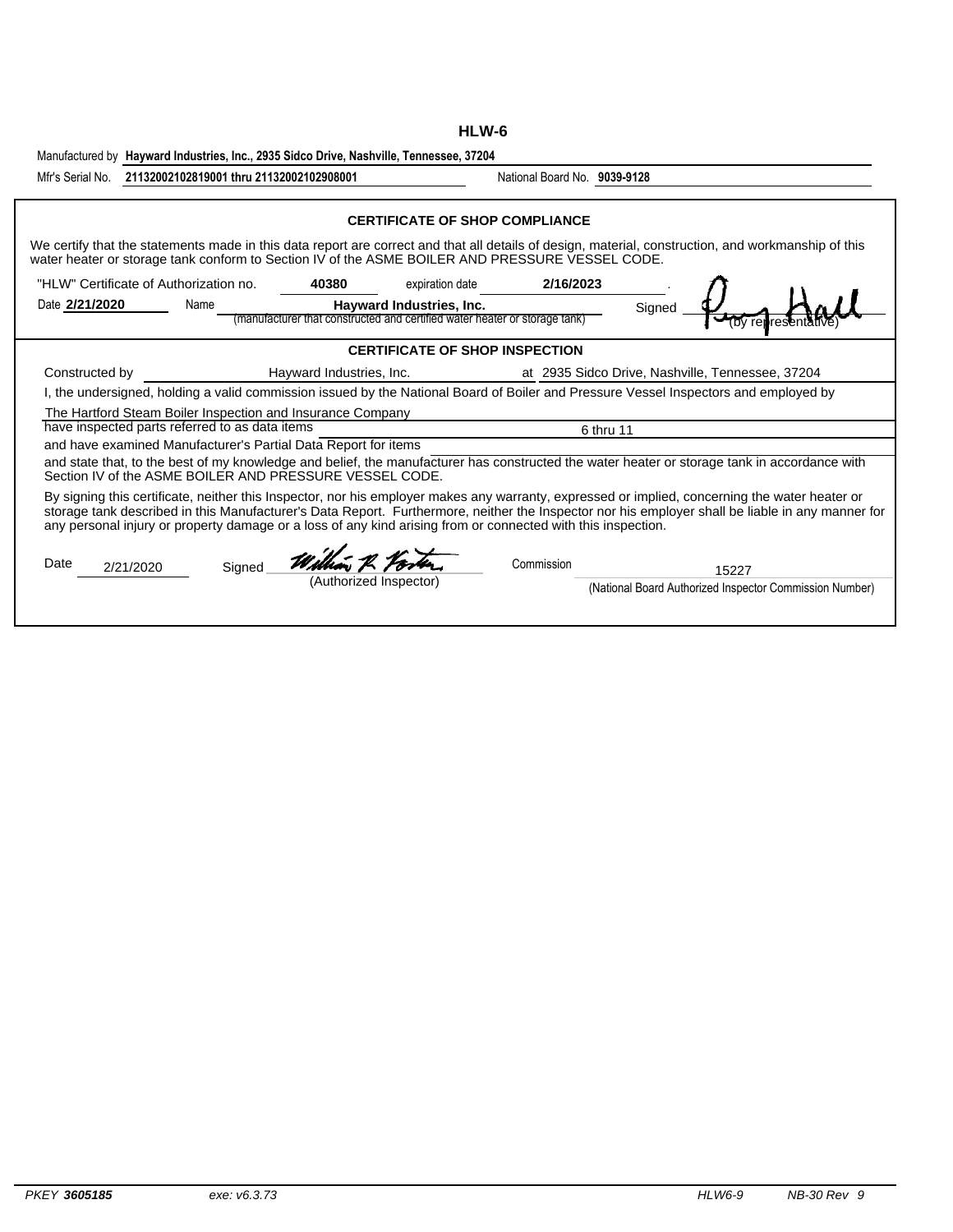# HLW-6

Manufactured by **Hayward Industries, Inc., 2935 Sidco Drive, Nashville, Tennessee, 37204**

Mfr's Serial No. **21132002102819001 thru 21132002102908001** National Board No. **9039-9128**

## CERTIFICATE OF SHOP COMPLIANCE

We certify that the statements made in this data report are correct and that all details of design, material, construction, and workmanship of this water heater or storage tank conform to Section IV of the ASME BOILER AND PRESSURE VESSEL CODE.

"HLW" Certificate of Authorization no. **40380** expiration date **2/16/2023**.

Date **2/21/2020** Name **Hayward Industries, Inc.** (manufacturer that constructed and certified water heater or storage tank) Signed _[signature]_ (by representative)

## CERTIFICATE OF SHOP INSPECTION

Constructed by Hayward Industries, Inc. at 2935 Sidco Drive, Nashville, Tennessee, 37204

I, the undersigned, holding a valid commission issued by the National Board of Boiler and Pressure Vessel Inspectors and employed by The Hartford Steam Boiler Inspection and Insurance Company

have inspected parts referred to as data items 6 thru 11

and have examined Manufacturer's Partial Data Report for items

and state that, to the best of my knowledge and belief, the manufacturer has constructed the water heater or storage tank in accordance with Section IV of the ASME BOILER AND PRESSURE VESSEL CODE.

By signing this certificate, neither this Inspector, nor his employer makes any warranty, expressed or implied, concerning the water heater or storage tank described in this Manufacturer's Data Report. Furthermore, neither the Inspector nor his employer shall be liable in any manner for any personal injury or property damage or a loss of any kind arising from or connected with this inspection.

Date 2/21/2020 Signed _[signature]_ (Authorized Inspector) Commission 15227 (National Board Authorized Inspector Commission Number)

PKEY **3605185** exe: v6.3.73 HLW6-9 NB-30 Rev 9